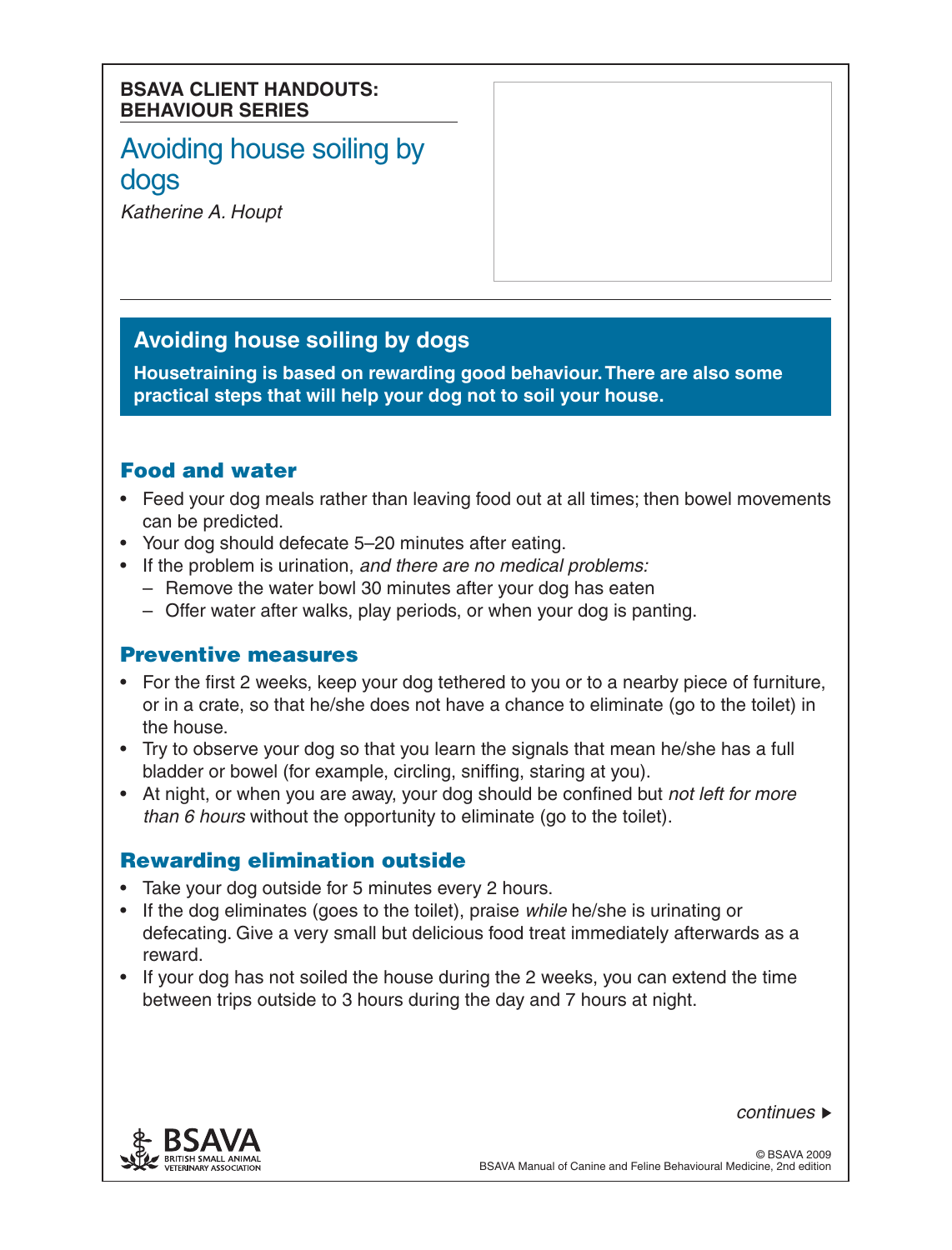**BSAVA CLIENT HANDOUTS: BEHAVIOUR SERIES**

# Avoiding house soiling by dogs

*Katherine A. Houpt*

## Avoiding house soiling by dogs

**Housetraining is based on rewarding good behaviour. There are also some practical steps that will help your dog not to soil your house.**

### Food and water

- Feed your dog meals rather than leaving food out at all times; then bowel movements can be predicted.
- Your dog should defecate 5–20 minutes after eating.
- If the problem is urination, *and there are no medical problems:*
  - Remove the water bowl 30 minutes after your dog has eaten
  - Offer water after walks, play periods, or when your dog is panting.

### Preventive measures

- For the first 2 weeks, keep your dog tethered to you or to a nearby piece of furniture, or in a crate, so that he/she does not have a chance to eliminate (go to the toilet) in the house.
- Try to observe your dog so that you learn the signals that mean he/she has a full bladder or bowel (for example, circling, sniffing, staring at you).
- At night, or when you are away, your dog should be confined but *not left for more than 6 hours* without the opportunity to eliminate (go to the toilet).

### Rewarding elimination outside

- Take your dog outside for 5 minutes every 2 hours.
- If the dog eliminates (goes to the toilet), praise *while* he/she is urinating or defecating. Give a very small but delicious food treat immediately afterwards as a reward.
- If your dog has not soiled the house during the 2 weeks, you can extend the time between trips outside to 3 hours during the day and 7 hours at night.

*continues* ▶

© BSAVA 2009
BSAVA Manual of Canine and Feline Behavioural Medicine, 2nd edition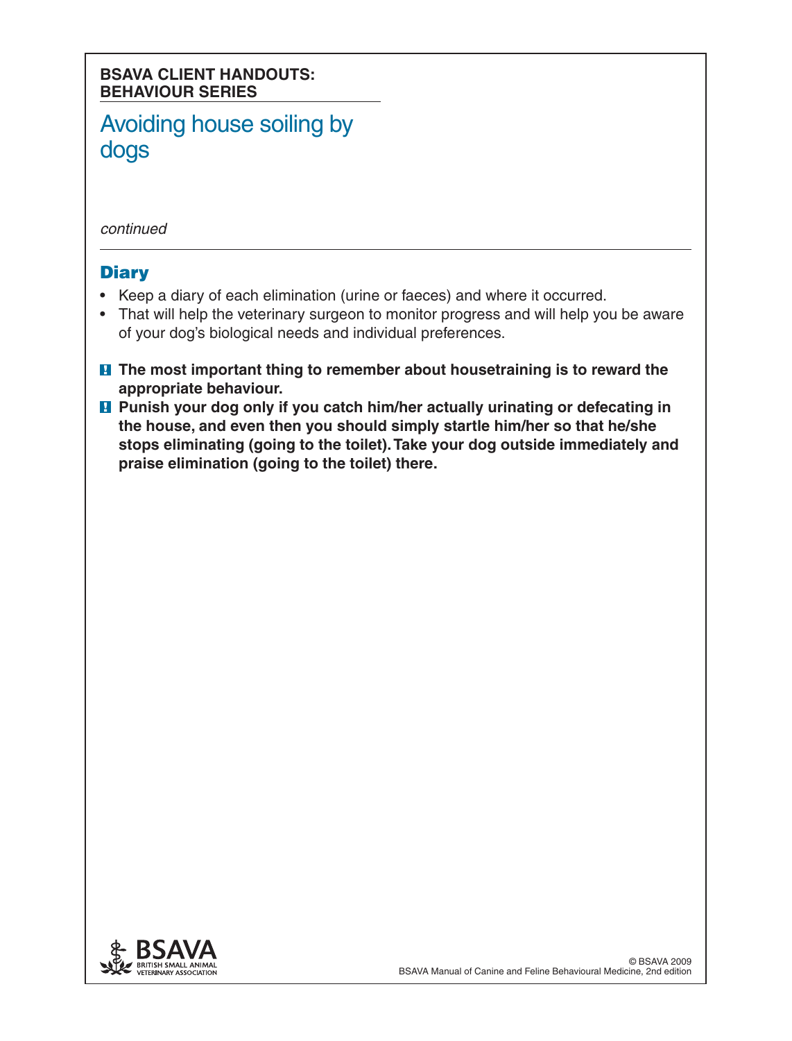**BSAVA CLIENT HANDOUTS: BEHAVIOUR SERIES**

# Avoiding house soiling by dogs

*continued*

## Diary

- Keep a diary of each elimination (urine or faeces) and where it occurred.
- That will help the veterinary surgeon to monitor progress and will help you be aware of your dog's biological needs and individual preferences.

**! The most important thing to remember about housetraining is to reward the appropriate behaviour.**

**! Punish your dog only if you catch him/her actually urinating or defecating in the house, and even then you should simply startle him/her so that he/she stops eliminating (going to the toilet). Take your dog outside immediately and praise elimination (going to the toilet) there.**

BSAVA BRITISH SMALL ANIMAL VETERINARY ASSOCIATION

© BSAVA 2009
BSAVA Manual of Canine and Feline Behavioural Medicine, 2nd edition